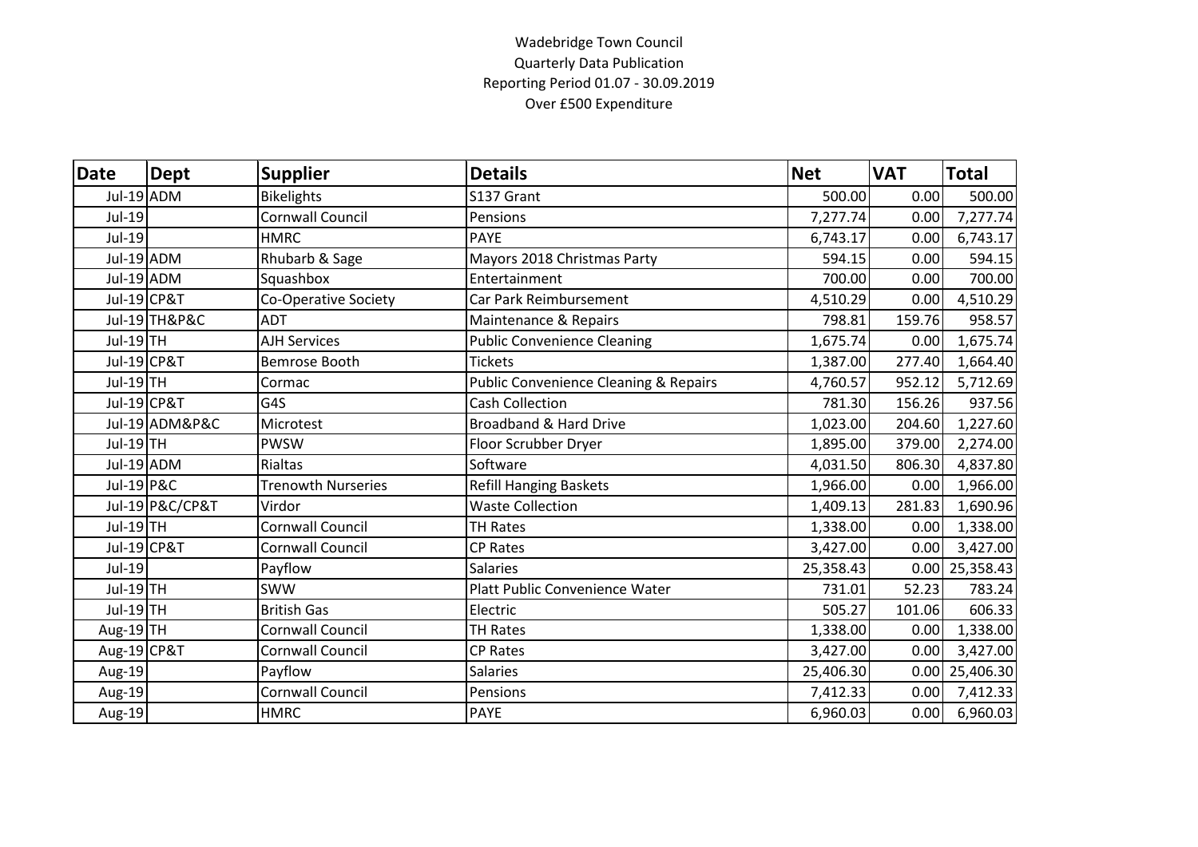# Wadebridge Town Council

Quarterly Data Publication

Reporting Period 01.07 - 30.09.2019

Over £500 Expenditure

| Date | Dept | Supplier | Details | Net | VAT | Total |
|---|---|---|---|---|---|---|
| Jul-19 | ADM | Bikelights | S137 Grant | 500.00 | 0.00 | 500.00 |
| Jul-19 | | Cornwall Council | Pensions | 7,277.74 | 0.00 | 7,277.74 |
| Jul-19 | | HMRC | PAYE | 6,743.17 | 0.00 | 6,743.17 |
| Jul-19 | ADM | Rhubarb & Sage | Mayors 2018 Christmas Party | 594.15 | 0.00 | 594.15 |
| Jul-19 | ADM | Squashbox | Entertainment | 700.00 | 0.00 | 700.00 |
| Jul-19 | CP&T | Co-Operative Society | Car Park Reimbursement | 4,510.29 | 0.00 | 4,510.29 |
| Jul-19 | TH&P&C | ADT | Maintenance & Repairs | 798.81 | 159.76 | 958.57 |
| Jul-19 | TH | AJH Services | Public Convenience Cleaning | 1,675.74 | 0.00 | 1,675.74 |
| Jul-19 | CP&T | Bemrose Booth | Tickets | 1,387.00 | 277.40 | 1,664.40 |
| Jul-19 | TH | Cormac | Public Convenience Cleaning & Repairs | 4,760.57 | 952.12 | 5,712.69 |
| Jul-19 | CP&T | G4S | Cash Collection | 781.30 | 156.26 | 937.56 |
| Jul-19 | ADM&P&C | Microtest | Broadband & Hard Drive | 1,023.00 | 204.60 | 1,227.60 |
| Jul-19 | TH | PWSW | Floor Scrubber Dryer | 1,895.00 | 379.00 | 2,274.00 |
| Jul-19 | ADM | Rialtas | Software | 4,031.50 | 806.30 | 4,837.80 |
| Jul-19 | P&C | Trenowth Nurseries | Refill Hanging Baskets | 1,966.00 | 0.00 | 1,966.00 |
| Jul-19 | P&C/CP&T | Virdor | Waste Collection | 1,409.13 | 281.83 | 1,690.96 |
| Jul-19 | TH | Cornwall Council | TH Rates | 1,338.00 | 0.00 | 1,338.00 |
| Jul-19 | CP&T | Cornwall Council | CP Rates | 3,427.00 | 0.00 | 3,427.00 |
| Jul-19 | | Payflow | Salaries | 25,358.43 | 0.00 | 25,358.43 |
| Jul-19 | TH | SWW | Platt Public Convenience Water | 731.01 | 52.23 | 783.24 |
| Jul-19 | TH | British Gas | Electric | 505.27 | 101.06 | 606.33 |
| Aug-19 | TH | Cornwall Council | TH Rates | 1,338.00 | 0.00 | 1,338.00 |
| Aug-19 | CP&T | Cornwall Council | CP Rates | 3,427.00 | 0.00 | 3,427.00 |
| Aug-19 | | Payflow | Salaries | 25,406.30 | 0.00 | 25,406.30 |
| Aug-19 | | Cornwall Council | Pensions | 7,412.33 | 0.00 | 7,412.33 |
| Aug-19 | | HMRC | PAYE | 6,960.03 | 0.00 | 6,960.03 |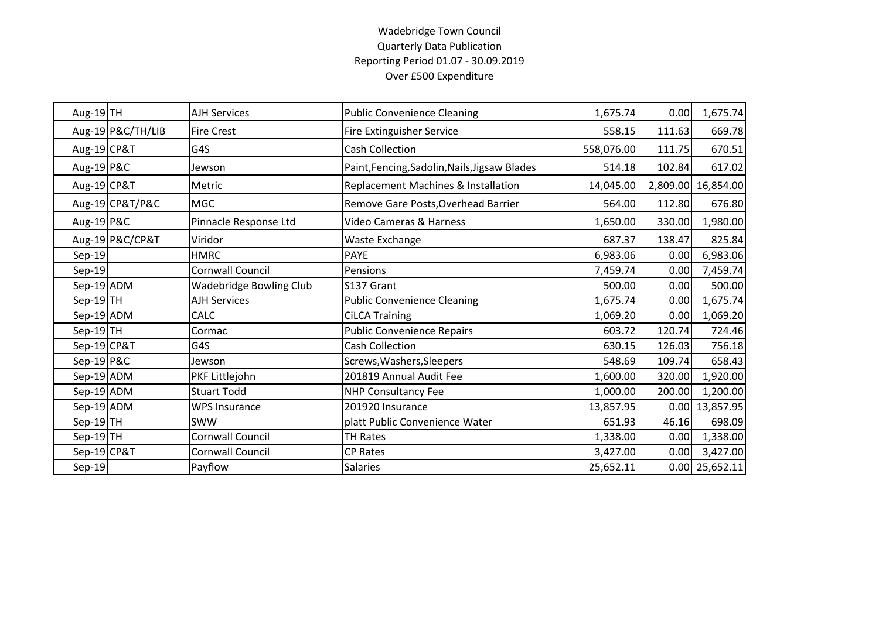Wadebridge Town Council
Quarterly Data Publication
Reporting Period 01.07 - 30.09.2019
Over £500 Expenditure

| | | | | | | |
|---|---|---|---|---|---|---|
| Aug-19 | TH | AJH Services | Public Convenience Cleaning | 1,675.74 | 0.00 | 1,675.74 |
| Aug-19 | P&C/TH/LIB | Fire Crest | Fire Extinguisher Service | 558.15 | 111.63 | 669.78 |
| Aug-19 | CP&T | G4S | Cash Collection | 558,076.00 | 111.75 | 670.51 |
| Aug-19 | P&C | Jewson | Paint,Fencing,Sadolin,Nails,Jigsaw Blades | 514.18 | 102.84 | 617.02 |
| Aug-19 | CP&T | Metric | Replacement Machines & Installation | 14,045.00 | 2,809.00 | 16,854.00 |
| Aug-19 | CP&T/P&C | MGC | Remove Gare Posts,Overhead Barrier | 564.00 | 112.80 | 676.80 |
| Aug-19 | P&C | Pinnacle Response Ltd | Video Cameras & Harness | 1,650.00 | 330.00 | 1,980.00 |
| Aug-19 | P&C/CP&T | Viridor | Waste Exchange | 687.37 | 138.47 | 825.84 |
| Sep-19 | | HMRC | PAYE | 6,983.06 | 0.00 | 6,983.06 |
| Sep-19 | | Cornwall Council | Pensions | 7,459.74 | 0.00 | 7,459.74 |
| Sep-19 | ADM | Wadebridge Bowling Club | S137 Grant | 500.00 | 0.00 | 500.00 |
| Sep-19 | TH | AJH Services | Public Convenience Cleaning | 1,675.74 | 0.00 | 1,675.74 |
| Sep-19 | ADM | CALC | CiLCA Training | 1,069.20 | 0.00 | 1,069.20 |
| Sep-19 | TH | Cormac | Public Convenience Repairs | 603.72 | 120.74 | 724.46 |
| Sep-19 | CP&T | G4S | Cash Collection | 630.15 | 126.03 | 756.18 |
| Sep-19 | P&C | Jewson | Screws,Washers,Sleepers | 548.69 | 109.74 | 658.43 |
| Sep-19 | ADM | PKF Littlejohn | 201819 Annual Audit Fee | 1,600.00 | 320.00 | 1,920.00 |
| Sep-19 | ADM | Stuart Todd | NHP Consultancy Fee | 1,000.00 | 200.00 | 1,200.00 |
| Sep-19 | ADM | WPS Insurance | 201920 Insurance | 13,857.95 | 0.00 | 13,857.95 |
| Sep-19 | TH | SWW | platt Public Convenience Water | 651.93 | 46.16 | 698.09 |
| Sep-19 | TH | Cornwall Council | TH Rates | 1,338.00 | 0.00 | 1,338.00 |
| Sep-19 | CP&T | Cornwall Council | CP Rates | 3,427.00 | 0.00 | 3,427.00 |
| Sep-19 | | Payflow | Salaries | 25,652.11 | 0.00 | 25,652.11 |